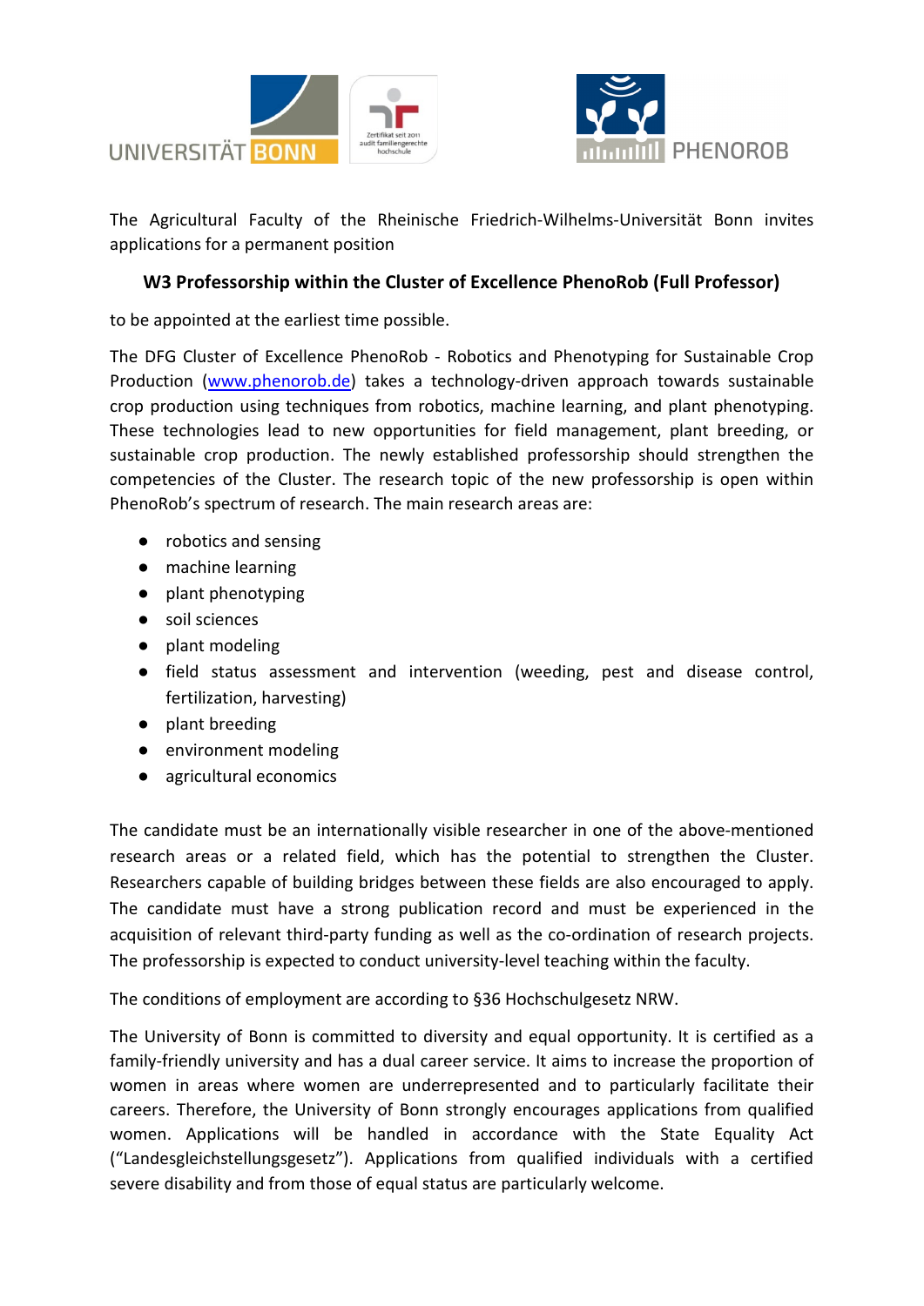The Agricultural Faculty of the Rheinische Friedrich-Wilhelms-Universität Bonn invites applications for a permanent position

## W3 Professorship within the Cluster of Excellence PhenoRob (Full Professor)

to be appointed at the earliest time possible.

The DFG Cluster of Excellence PhenoRob - Robotics and Phenotyping for Sustainable Crop Production (www.phenorob.de) takes a technology-driven approach towards sustainable crop production using techniques from robotics, machine learning, and plant phenotyping. These technologies lead to new opportunities for field management, plant breeding, or sustainable crop production. The newly established professorship should strengthen the competencies of the Cluster. The research topic of the new professorship is open within PhenoRob's spectrum of research. The main research areas are:

- robotics and sensing
- machine learning
- plant phenotyping
- soil sciences
- plant modeling
- field status assessment and intervention (weeding, pest and disease control, fertilization, harvesting)
- plant breeding
- environment modeling
- agricultural economics

The candidate must be an internationally visible researcher in one of the above-mentioned research areas or a related field, which has the potential to strengthen the Cluster. Researchers capable of building bridges between these fields are also encouraged to apply. The candidate must have a strong publication record and must be experienced in the acquisition of relevant third-party funding as well as the co-ordination of research projects. The professorship is expected to conduct university-level teaching within the faculty.

The conditions of employment are according to §36 Hochschulgesetz NRW.

The University of Bonn is committed to diversity and equal opportunity. It is certified as a family-friendly university and has a dual career service. It aims to increase the proportion of women in areas where women are underrepresented and to particularly facilitate their careers. Therefore, the University of Bonn strongly encourages applications from qualified women. Applications will be handled in accordance with the State Equality Act ("Landesgleichstellungsgesetz"). Applications from qualified individuals with a certified severe disability and from those of equal status are particularly welcome.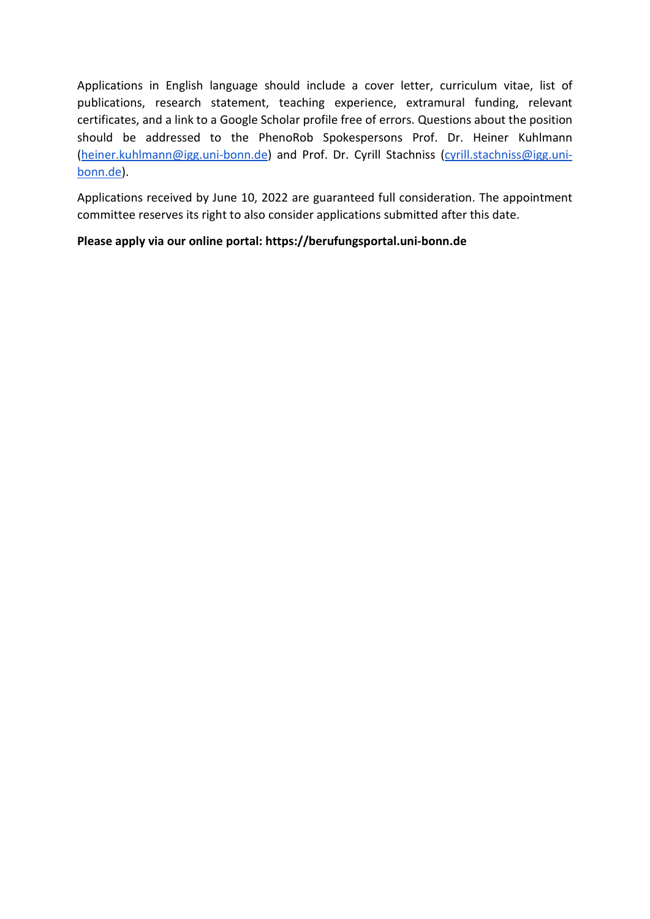Applications in English language should include a cover letter, curriculum vitae, list of publications, research statement, teaching experience, extramural funding, relevant certificates, and a link to a Google Scholar profile free of errors. Questions about the position should be addressed to the PhenoRob Spokespersons Prof. Dr. Heiner Kuhlmann (heiner.kuhlmann@igg.uni-bonn.de) and Prof. Dr. Cyrill Stachniss (cyrill.stachniss@igg.uni-bonn.de).

Applications received by June 10, 2022 are guaranteed full consideration. The appointment committee reserves its right to also consider applications submitted after this date.

**Please apply via our online portal: https://berufungsportal.uni-bonn.de**